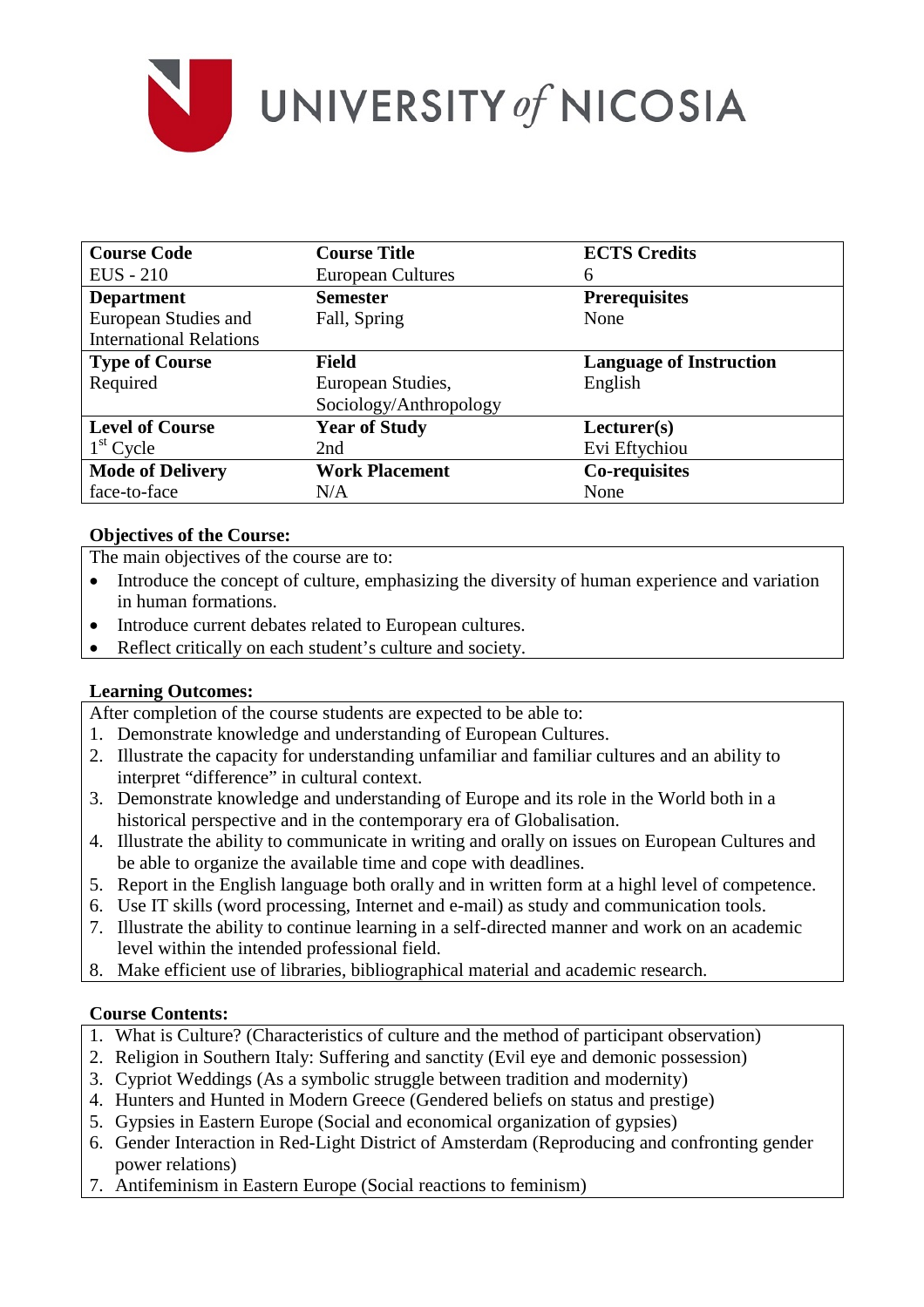# UNIVERSITY of NICOSIA

| Course Code | Course Title | ECTS Credits |
|---|---|---|
| EUS - 210 | European Cultures | 6 |
| **Department** | **Semester** | **Prerequisites** |
| European Studies and International Relations | Fall, Spring | None |
| **Type of Course** | **Field** | **Language of Instruction** |
| Required | European Studies, Sociology/Anthropology | English |
| **Level of Course** | **Year of Study** | **Lecturer(s)** |
| 1st Cycle | 2nd | Evi Eftychiou |
| **Mode of Delivery** | **Work Placement** | **Co-requisites** |
| face-to-face | N/A | None |

**Objectives of the Course:**

The main objectives of the course are to:

- Introduce the concept of culture, emphasizing the diversity of human experience and variation in human formations.
- Introduce current debates related to European cultures.
- Reflect critically on each student's culture and society.

**Learning Outcomes:**

After completion of the course students are expected to be able to:

1. Demonstrate knowledge and understanding of European Cultures.
2. Illustrate the capacity for understanding unfamiliar and familiar cultures and an ability to interpret "difference" in cultural context.
3. Demonstrate knowledge and understanding of Europe and its role in the World both in a historical perspective and in the contemporary era of Globalisation.
4. Illustrate the ability to communicate in writing and orally on issues on European Cultures and be able to organize the available time and cope with deadlines.
5. Report in the English language both orally and in written form at a highl level of competence.
6. Use IT skills (word processing, Internet and e-mail) as study and communication tools.
7. Illustrate the ability to continue learning in a self-directed manner and work on an academic level within the intended professional field.
8. Make efficient use of libraries, bibliographical material and academic research.

**Course Contents:**

1. What is Culture? (Characteristics of culture and the method of participant observation)
2. Religion in Southern Italy: Suffering and sanctity (Evil eye and demonic possession)
3. Cypriot Weddings (As a symbolic struggle between tradition and modernity)
4. Hunters and Hunted in Modern Greece (Gendered beliefs on status and prestige)
5. Gypsies in Eastern Europe (Social and economical organization of gypsies)
6. Gender Interaction in Red-Light District of Amsterdam (Reproducing and confronting gender power relations)
7. Antifeminism in Eastern Europe (Social reactions to feminism)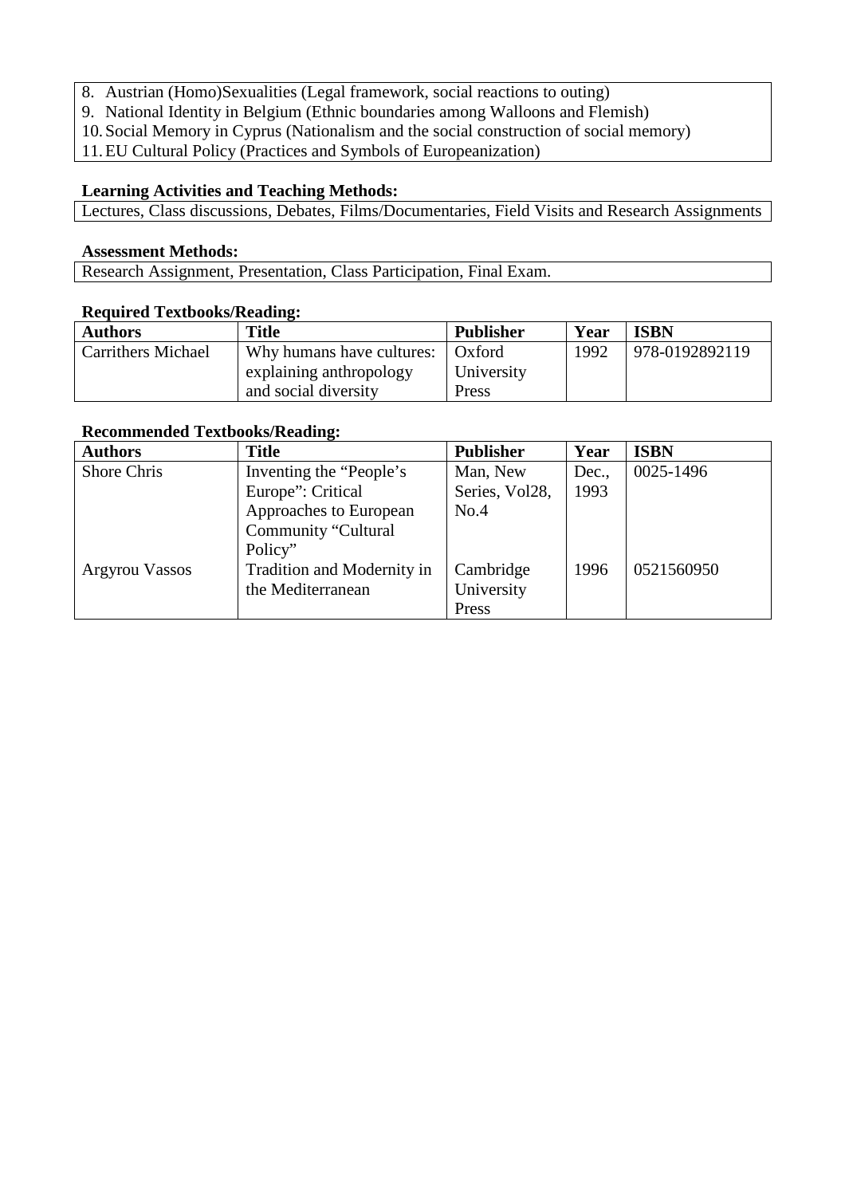8. Austrian (Homo)Sexualities (Legal framework, social reactions to outing)
9. National Identity in Belgium (Ethnic boundaries among Walloons and Flemish)
10. Social Memory in Cyprus (Nationalism and the social construction of social memory)
11. EU Cultural Policy (Practices and Symbols of Europeanization)

**Learning Activities and Teaching Methods:**

Lectures, Class discussions, Debates, Films/Documentaries, Field Visits and Research Assignments

**Assessment Methods:**

Research Assignment, Presentation, Class Participation, Final Exam.

**Required Textbooks/Reading:**

| Authors | Title | Publisher | Year | ISBN |
|---|---|---|---|---|
| Carrithers Michael | Why humans have cultures: explaining anthropology and social diversity | Oxford University Press | 1992 | 978-0192892119 |

**Recommended Textbooks/Reading:**

| Authors | Title | Publisher | Year | ISBN |
|---|---|---|---|---|
| Shore Chris | Inventing the "People's Europe": Critical Approaches to European Community "Cultural Policy" | Man, New Series, Vol28, No.4 | Dec., 1993 | 0025-1496 |
| Argyrou Vassos | Tradition and Modernity in the Mediterranean | Cambridge University Press | 1996 | 0521560950 |